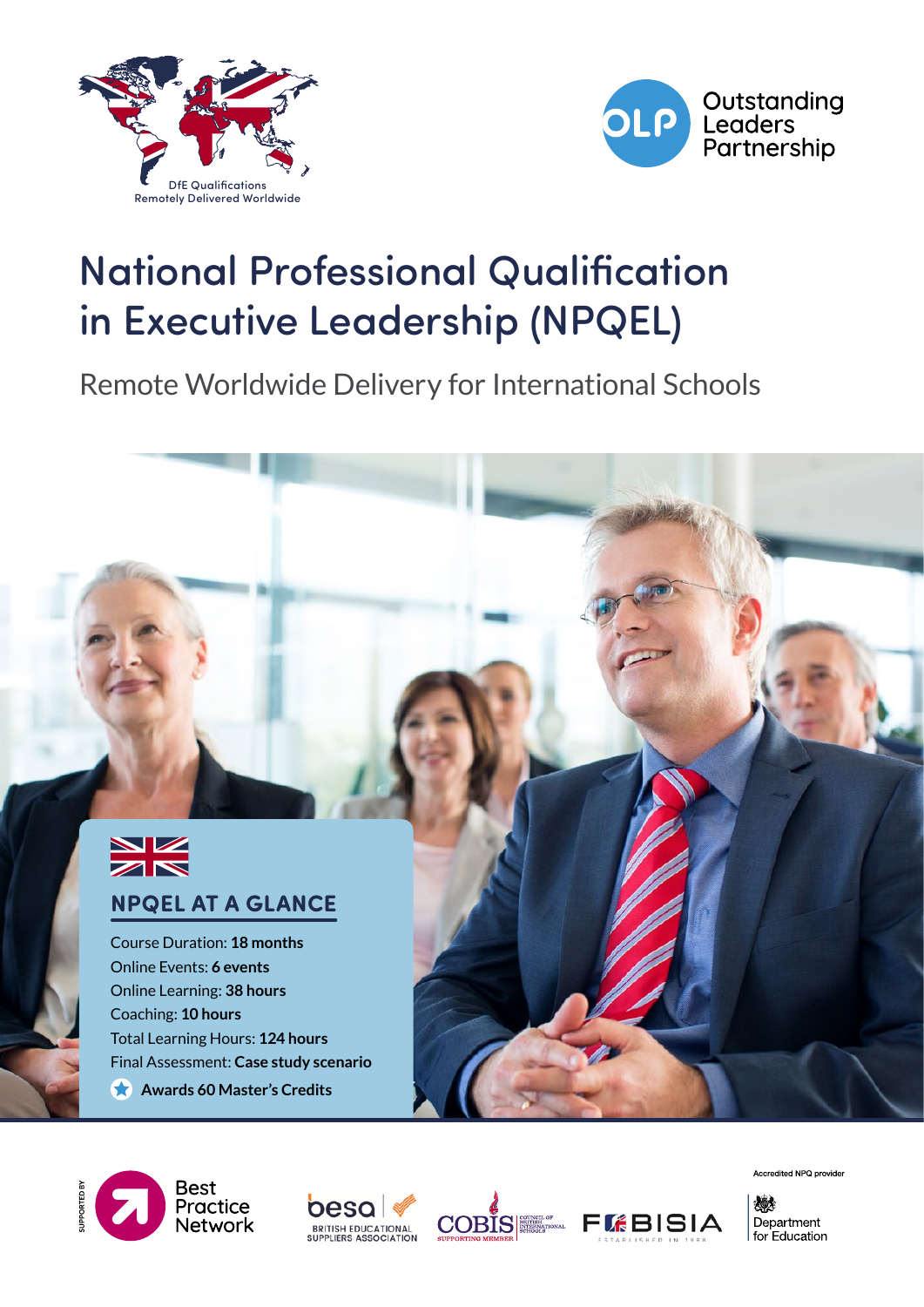DfE Qualifications Remotely Delivered Worldwide

Outstanding Leaders Partnership

# National Professional Qualification in Executive Leadership (NPQEL)

## Remote Worldwide Delivery for International Schools

### NPQEL AT A GLANCE

Course Duration: **18 months**
Online Events: **6 events**
Online Learning: **38 hours**
Coaching: **10 hours**
Total Learning Hours: **124 hours**
Final Assessment: **Case study scenario**

**Awards 60 Master's Credits**

SUPPORTED BY

Best Practice Network

besa BRITISH EDUCATIONAL SUPPLIERS ASSOCIATION

COBIS COUNCIL OF BRITISH INTERNATIONAL SCHOOLS SUPPORTING MEMBER

FOBISIA ESTABLISHED IN 1988

Accredited NPQ provider

Department for Education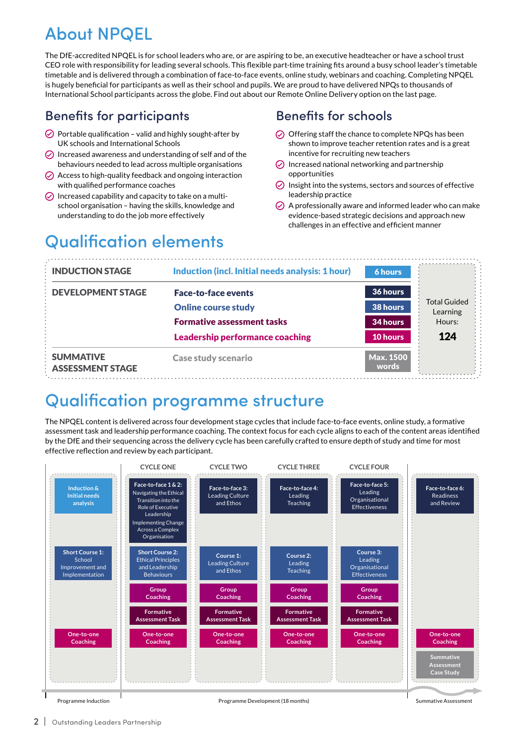# About NPQEL

The DfE-accredited NPQEL is for school leaders who are, or are aspiring to be, an executive headteacher or have a school trust CEO role with responsibility for leading several schools. This flexible part-time training fits around a busy school leader's timetable timetable and is delivered through a combination of face-to-face events, online study, webinars and coaching. Completing NPQEL is hugely beneficial for participants as well as their school and pupils. We are proud to have delivered NPQs to thousands of International School participants across the globe. Find out about our Remote Online Delivery option on the last page.

## Benefits for participants

- Portable qualification – valid and highly sought-after by UK schools and International Schools
- Increased awareness and understanding of self and of the behaviours needed to lead across multiple organisations
- Access to high-quality feedback and ongoing interaction with qualified performance coaches
- Increased capability and capacity to take on a multi-school organisation – having the skills, knowledge and understanding to do the job more effectively

## Benefits for schools

- Offering staff the chance to complete NPQs has been shown to improve teacher retention rates and is a great incentive for recruiting new teachers
- Increased national networking and partnership opportunities
- Insight into the systems, sectors and sources of effective leadership practice
- A professionally aware and informed leader who can make evidence-based strategic decisions and approach new challenges in an effective and efficient manner

# Qualification elements

| Stage | Element | Hours | |
|---|---|---|---|
| **INDUCTION STAGE** | Induction (incl. Initial needs analysis: 1 hour) | 6 hours | Total Guided Learning Hours: **124** |
| **DEVELOPMENT STAGE** | Face-to-face events | 36 hours | |
| | Online course study | 38 hours | |
| | Formative assessment tasks | 34 hours | |
| | Leadership performance coaching | 10 hours | |
| **SUMMATIVE ASSESSMENT STAGE** | Case study scenario | Max. 1500 words | |

# Qualification programme structure

The NPQEL content is delivered across four development stage cycles that include face-to-face events, online study, a formative assessment task and leadership performance coaching. The context focus for each cycle aligns to each of the content areas identified by the DfE and their sequencing across the delivery cycle has been carefully crafted to ensure depth of study and time for most effective reflection and review by each participant.

| Programme Induction | CYCLE ONE | CYCLE TWO | CYCLE THREE | CYCLE FOUR | Summative Assessment |
|---|---|---|---|---|---|
| Induction & Initial needs analysis | Face-to-face 1 & 2: Navigating the Ethical Transition into the Role of Executive Leadership; Implementing Change Across a Complex Organisation | Face-to-face 3: Leading Culture and Ethos | Face-to-face 4: Leading Teaching | Face-to-face 5: Leading Organisational Effectiveness | Face-to-face 6: Readiness and Review |
| Short Course 1: School Improvement and Implementation | Short Course 2: Ethical Principles and Leadership Behaviours | Course 1: Leading Culture and Ethos | Course 2: Leading Teaching | Course 3: Leading Organisational Effectiveness | |
| | Group Coaching | Group Coaching | Group Coaching | Group Coaching | |
| | Formative Assessment Task | Formative Assessment Task | Formative Assessment Task | Formative Assessment Task | |
| One-to-one Coaching | One-to-one Coaching | One-to-one Coaching | One-to-one Coaching | One-to-one Coaching | One-to-one Coaching |
| | | | | | Summative Assessment Case Study |

Programme Induction | Programme Development (18 months) | Summative Assessment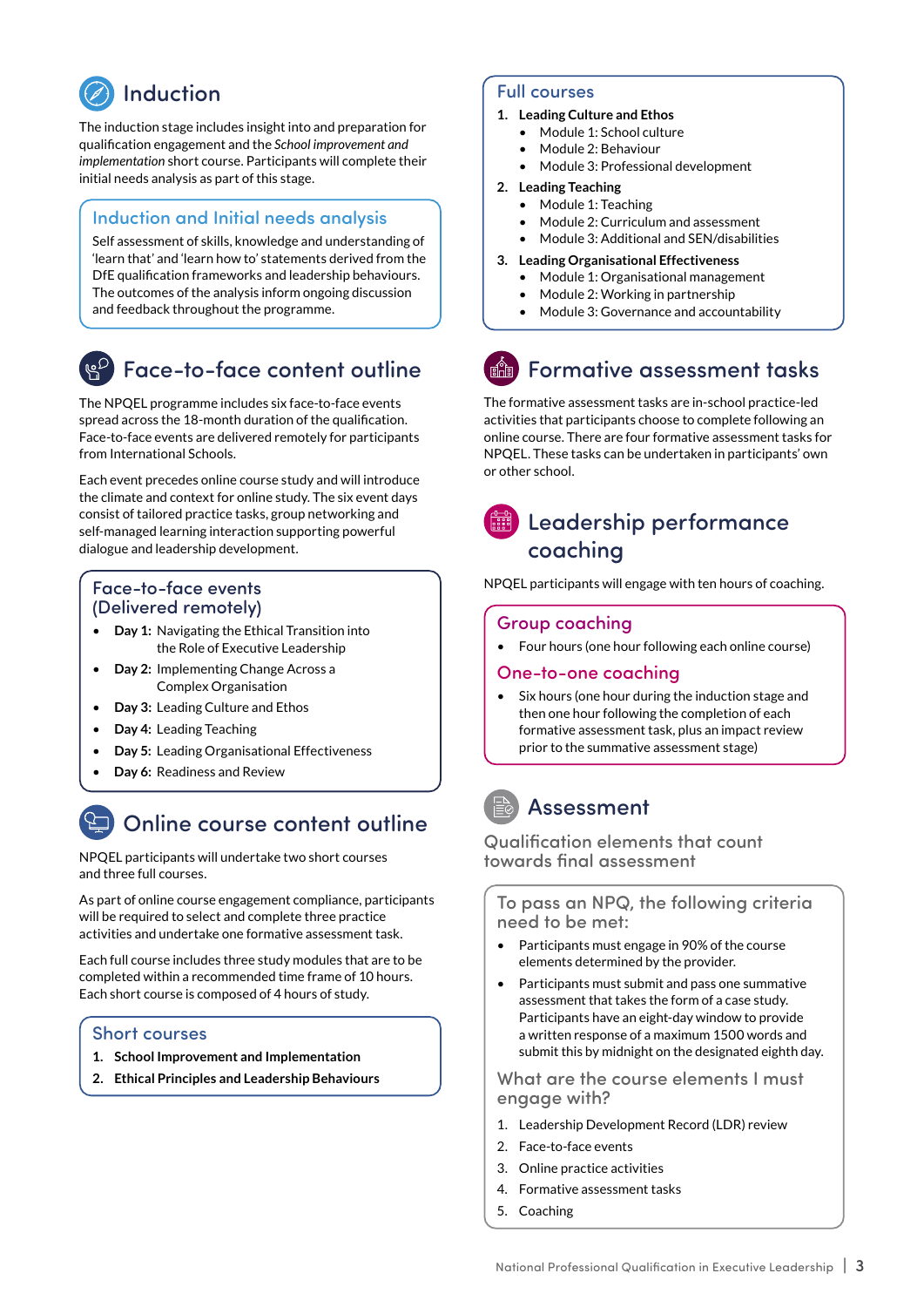## Induction

The induction stage includes insight into and preparation for qualification engagement and the *School improvement and implementation* short course. Participants will complete their initial needs analysis as part of this stage.

### Induction and Initial needs analysis

Self assessment of skills, knowledge and understanding of 'learn that' and 'learn how to' statements derived from the DfE qualification frameworks and leadership behaviours. The outcomes of the analysis inform ongoing discussion and feedback throughout the programme.

## Face-to-face content outline

The NPQEL programme includes six face-to-face events spread across the 18-month duration of the qualification. Face-to-face events are delivered remotely for participants from International Schools.

Each event precedes online course study and will introduce the climate and context for online study. The six event days consist of tailored practice tasks, group networking and self-managed learning interaction supporting powerful dialogue and leadership development.

### Face-to-face events (Delivered remotely)

- **Day 1:** Navigating the Ethical Transition into the Role of Executive Leadership
- **Day 2:** Implementing Change Across a Complex Organisation
- **Day 3:** Leading Culture and Ethos
- **Day 4:** Leading Teaching
- **Day 5:** Leading Organisational Effectiveness
- **Day 6:** Readiness and Review

## Online course content outline

NPQEL participants will undertake two short courses and three full courses.

As part of online course engagement compliance, participants will be required to select and complete three practice activities and undertake one formative assessment task.

Each full course includes three study modules that are to be completed within a recommended time frame of 10 hours. Each short course is composed of 4 hours of study.

### Short courses

1. **School Improvement and Implementation**
2. **Ethical Principles and Leadership Behaviours**

### Full courses

1. **Leading Culture and Ethos**
   - Module 1: School culture
   - Module 2: Behaviour
   - Module 3: Professional development
2. **Leading Teaching**
   - Module 1: Teaching
   - Module 2: Curriculum and assessment
   - Module 3: Additional and SEN/disabilities
3. **Leading Organisational Effectiveness**
   - Module 1: Organisational management
   - Module 2: Working in partnership
   - Module 3: Governance and accountability

## Formative assessment tasks

The formative assessment tasks are in-school practice-led activities that participants choose to complete following an online course. There are four formative assessment tasks for NPQEL. These tasks can be undertaken in participants' own or other school.

## Leadership performance coaching

NPQEL participants will engage with ten hours of coaching.

### Group coaching

- Four hours (one hour following each online course)

### One-to-one coaching

- Six hours (one hour during the induction stage and then one hour following the completion of each formative assessment task, plus an impact review prior to the summative assessment stage)

## Assessment

### Qualification elements that count towards final assessment

#### To pass an NPQ, the following criteria need to be met:

- Participants must engage in 90% of the course elements determined by the provider.
- Participants must submit and pass one summative assessment that takes the form of a case study. Participants have an eight-day window to provide a written response of a maximum 1500 words and submit this by midnight on the designated eighth day.

#### What are the course elements I must engage with?

1. Leadership Development Record (LDR) review
2. Face-to-face events
3. Online practice activities
4. Formative assessment tasks
5. Coaching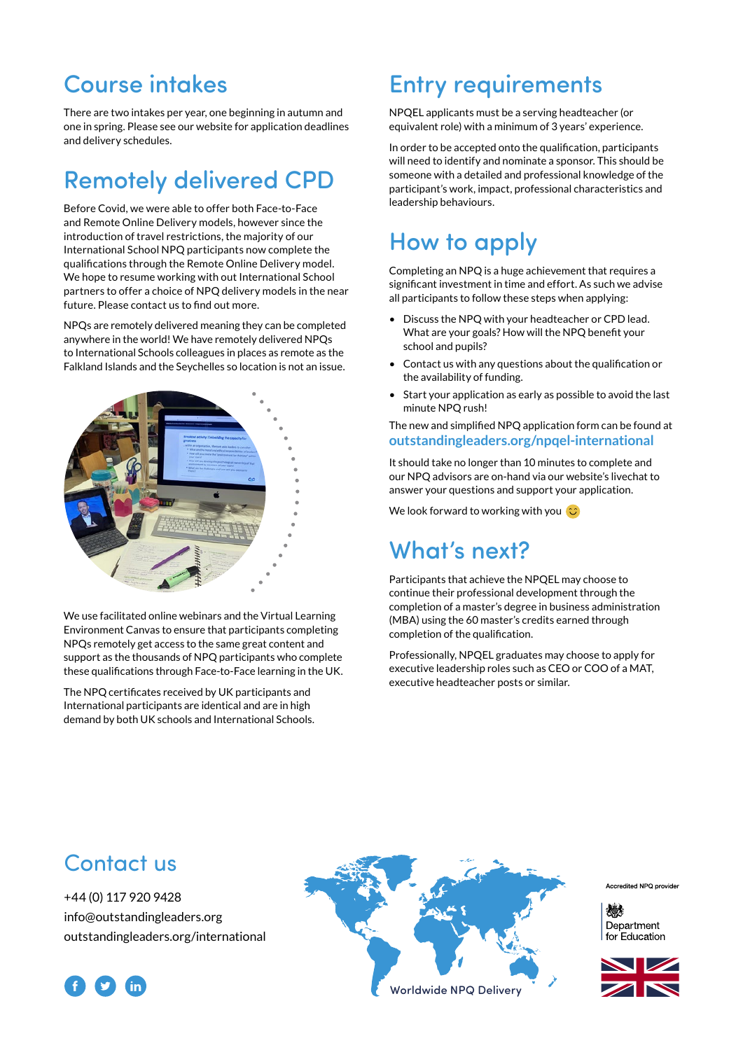## Course intakes

There are two intakes per year, one beginning in autumn and one in spring. Please see our website for application deadlines and delivery schedules.

## Remotely delivered CPD

Before Covid, we were able to offer both Face-to-Face and Remote Online Delivery models, however since the introduction of travel restrictions, the majority of our International School NPQ participants now complete the qualifications through the Remote Online Delivery model. We hope to resume working with out International School partners to offer a choice of NPQ delivery models in the near future. Please contact us to find out more.

NPQs are remotely delivered meaning they can be completed anywhere in the world! We have remotely delivered NPQs to International Schools colleagues in places as remote as the Falkland Islands and the Seychelles so location is not an issue.

We use facilitated online webinars and the Virtual Learning Environment Canvas to ensure that participants completing NPQs remotely get access to the same great content and support as the thousands of NPQ participants who complete these qualifications through Face-to-Face learning in the UK.

The NPQ certificates received by UK participants and International participants are identical and are in high demand by both UK schools and International Schools.

## Entry requirements

NPQEL applicants must be a serving headteacher (or equivalent role) with a minimum of 3 years' experience.

In order to be accepted onto the qualification, participants will need to identify and nominate a sponsor. This should be someone with a detailed and professional knowledge of the participant's work, impact, professional characteristics and leadership behaviours.

## How to apply

Completing an NPQ is a huge achievement that requires a significant investment in time and effort. As such we advise all participants to follow these steps when applying:

- Discuss the NPQ with your headteacher or CPD lead. What are your goals? How will the NPQ benefit your school and pupils?
- Contact us with any questions about the qualification or the availability of funding.
- Start your application as early as possible to avoid the last minute NPQ rush!

The new and simplified NPQ application form can be found at **outstandingleaders.org/npqel-international**

It should take no longer than 10 minutes to complete and our NPQ advisors are on-hand via our website's livechat to answer your questions and support your application.

We look forward to working with you 😊

## What's next?

Participants that achieve the NPQEL may choose to continue their professional development through the completion of a master's degree in business administration (MBA) using the 60 master's credits earned through completion of the qualification.

Professionally, NPQEL graduates may choose to apply for executive leadership roles such as CEO or COO of a MAT, executive headteacher posts or similar.

## Contact us

+44 (0) 117 920 9428
info@outstandingleaders.org
outstandingleaders.org/international

Worldwide NPQ Delivery

Accredited NPQ provider

Department for Education